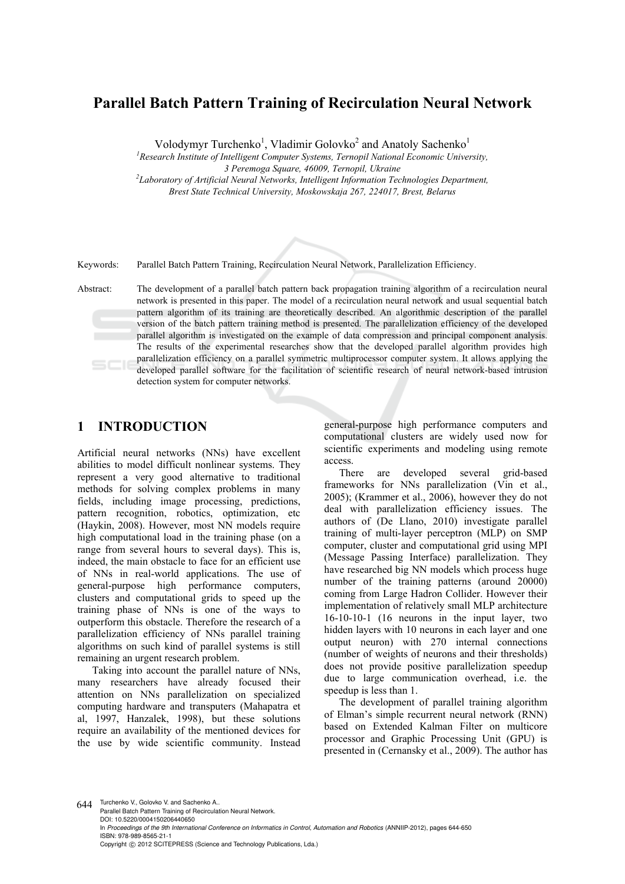# Parallel Batch Pattern Training of Recirculation Neural Network

Volodymyr Turchenko[1], Vladimir Golovko[2] and Anatoly Sachenko[1]

[1]*Research Institute of Intelligent Computer Systems, Ternopil National Economic University, 3 Peremoga Square, 46009, Ternopil, Ukraine*

[2]*Laboratory of Artificial Neural Networks, Intelligent Information Technologies Department, Brest State Technical University, Moskowskaja 267, 224017, Brest, Belarus*

Keywords: Parallel Batch Pattern Training, Recirculation Neural Network, Parallelization Efficiency.

Abstract: The development of a parallel batch pattern back propagation training algorithm of a recirculation neural network is presented in this paper. The model of a recirculation neural network and usual sequential batch pattern algorithm of its training are theoretically described. An algorithmic description of the parallel version of the batch pattern training method is presented. The parallelization efficiency of the developed parallel algorithm is investigated on the example of data compression and principal component analysis. The results of the experimental researches show that the developed parallel algorithm provides high parallelization efficiency on a parallel symmetric multiprocessor computer system. It allows applying the developed parallel software for the facilitation of scientific research of neural network-based intrusion detection system for computer networks.

## 1 INTRODUCTION

Artificial neural networks (NNs) have excellent abilities to model difficult nonlinear systems. They represent a very good alternative to traditional methods for solving complex problems in many fields, including image processing, predictions, pattern recognition, robotics, optimization, etc (Haykin, 2008). However, most NN models require high computational load in the training phase (on a range from several hours to several days). This is, indeed, the main obstacle to face for an efficient use of NNs in real-world applications. The use of general-purpose high performance computers, clusters and computational grids to speed up the training phase of NNs is one of the ways to outperform this obstacle. Therefore the research of a parallelization efficiency of NNs parallel training algorithms on such kind of parallel systems is still remaining an urgent research problem.

Taking into account the parallel nature of NNs, many researchers have already focused their attention on NNs parallelization on specialized computing hardware and transputers (Mahapatra et al, 1997, Hanzalek, 1998), but these solutions require an availability of the mentioned devices for the use by wide scientific community. Instead general-purpose high performance computers and computational clusters are widely used now for scientific experiments and modeling using remote access.

There are developed several grid-based frameworks for NNs parallelization (Vin et al., 2005); (Krammer et al., 2006), however they do not deal with parallelization efficiency issues. The authors of (De Llano, 2010) investigate parallel training of multi-layer perceptron (MLP) on SMP computer, cluster and computational grid using MPI (Message Passing Interface) parallelization. They have researched big NN models which process huge number of the training patterns (around 20000) coming from Large Hadron Collider. However their implementation of relatively small MLP architecture 16-10-10-1 (16 neurons in the input layer, two hidden layers with 10 neurons in each layer and one output neuron) with 270 internal connections (number of weights of neurons and their thresholds) does not provide positive parallelization speedup due to large communication overhead, i.e. the speedup is less than 1.

The development of parallel training algorithm of Elman's simple recurrent neural network (RNN) based on Extended Kalman Filter on multicore processor and Graphic Processing Unit (GPU) is presented in (Cernansky et al., 2009). The author has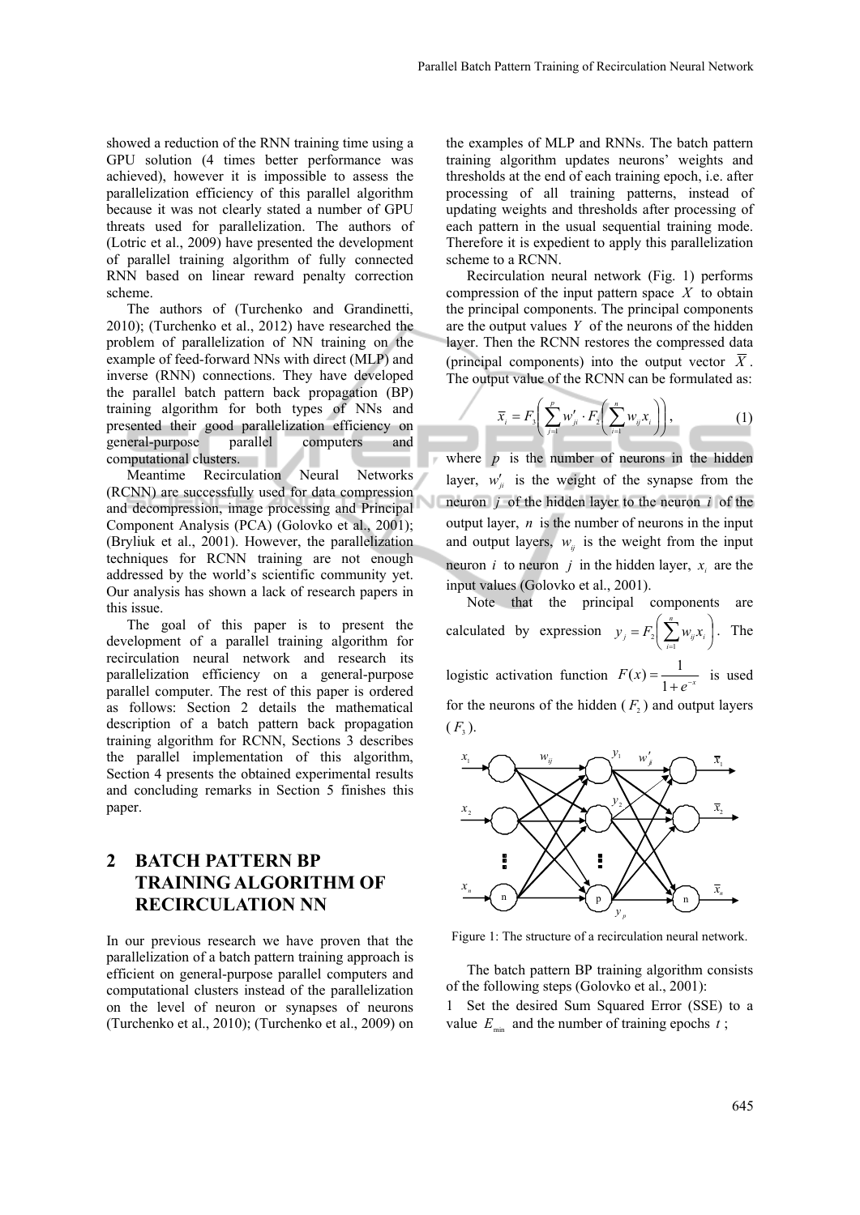showed a reduction of the RNN training time using a GPU solution (4 times better performance was achieved), however it is impossible to assess the parallelization efficiency of this parallel algorithm because it was not clearly stated a number of GPU threats used for parallelization. The authors of (Lotric et al., 2009) have presented the development of parallel training algorithm of fully connected RNN based on linear reward penalty correction scheme.

The authors of (Turchenko and Grandinetti, 2010); (Turchenko et al., 2012) have researched the problem of parallelization of NN training on the example of feed-forward NNs with direct (MLP) and inverse (RNN) connections. They have developed the parallel batch pattern back propagation (BP) training algorithm for both types of NNs and presented their good parallelization efficiency on general-purpose parallel computers and computational clusters.

Meantime Recirculation Neural Networks (RCNN) are successfully used for data compression and decompression, image processing and Principal Component Analysis (PCA) (Golovko et al., 2001); (Bryliuk et al., 2001). However, the parallelization techniques for RCNN training are not enough addressed by the world's scientific community yet. Our analysis has shown a lack of research papers in this issue.

The goal of this paper is to present the development of a parallel training algorithm for recirculation neural network and research its parallelization efficiency on a general-purpose parallel computer. The rest of this paper is ordered as follows: Section 2 details the mathematical description of a batch pattern back propagation training algorithm for RCNN, Sections 3 describes the parallel implementation of this algorithm, Section 4 presents the obtained experimental results and concluding remarks in Section 5 finishes this paper.

## 2 BATCH PATTERN BP TRAINING ALGORITHM OF RECIRCULATION NN

In our previous research we have proven that the parallelization of a batch pattern training approach is efficient on general-purpose parallel computers and computational clusters instead of the parallelization on the level of neuron or synapses of neurons (Turchenko et al., 2010); (Turchenko et al., 2009) on the examples of MLP and RNNs. The batch pattern training algorithm updates neurons' weights and thresholds at the end of each training epoch, i.e. after processing of all training patterns, instead of updating weights and thresholds after processing of each pattern in the usual sequential training mode. Therefore it is expedient to apply this parallelization scheme to a RCNN.

Recirculation neural network (Fig. 1) performs compression of the input pattern space $X$ to obtain the principal components. The principal components are the output values $Y$ of the neurons of the hidden layer. Then the RCNN restores the compressed data (principal components) into the output vector $\overline{X}$. The output value of the RCNN can be formulated as:

$$\overline{x}_i = F_3\left(\sum_{j=1}^{p} w'_{ji} \cdot F_2\left(\sum_{i=1}^{n} w_{ij} x_i\right)\right), \tag{1}$$

where $p$ is the number of neurons in the hidden layer, $w'_{ji}$ is the weight of the synapse from the neuron $j$ of the hidden layer to the neuron $i$ of the output layer, $n$ is the number of neurons in the input and output layers, $w_{ij}$ is the weight from the input neuron $i$ to neuron $j$ in the hidden layer, $x_i$ are the input values (Golovko et al., 2001).

Note that the principal components are calculated by expression $y_j = F_2\left(\sum_{i=1}^{n} w_{ij} x_i\right)$. The logistic activation function $F(x) = \dfrac{1}{1+e^{-x}}$ is used for the neurons of the hidden ($F_2$) and output layers ($F_3$).

Figure 1: The structure of a recirculation neural network.

The batch pattern BP training algorithm consists of the following steps (Golovko et al., 2001):

1 Set the desired Sum Squared Error (SSE) to a value $E_{\min}$ and the number of training epochs $t$;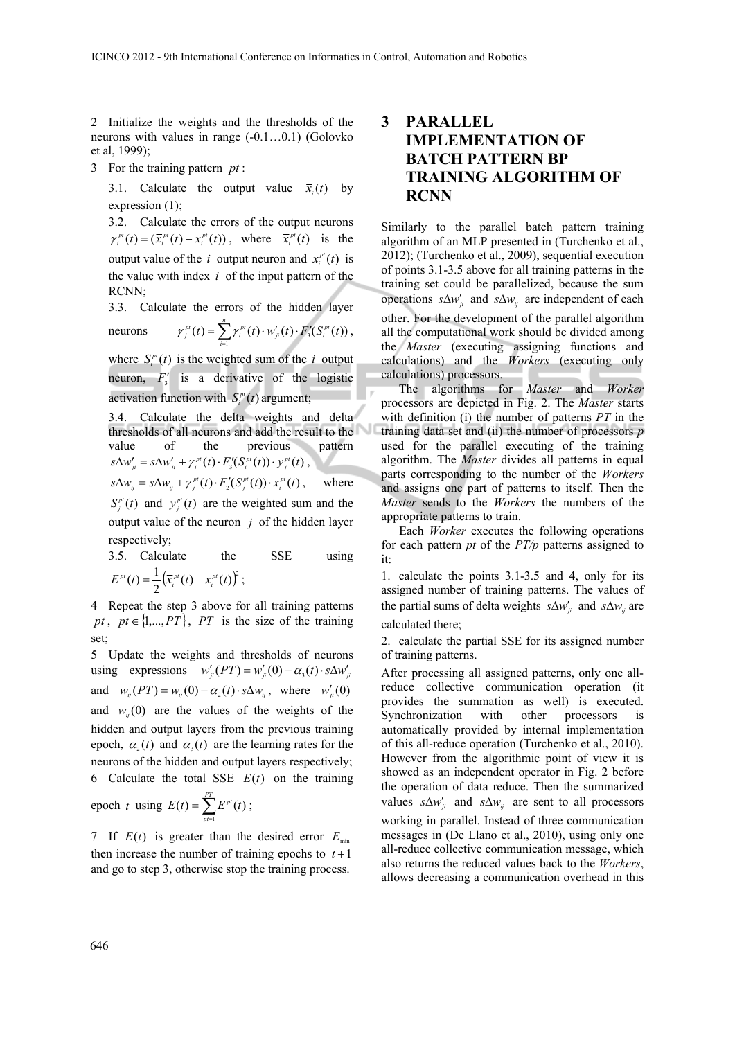2 Initialize the weights and the thresholds of the neurons with values in range (-0.1…0.1) (Golovko et al, 1999);

3 For the training pattern $pt$ :

3.1. Calculate the output value $\bar{x}_i(t)$ by expression (1);

3.2. Calculate the errors of the output neurons $\gamma_i^{pt}(t) = (\bar{x}_i^{pt}(t) - x_i^{pt}(t))$, where $\bar{x}_i^{pt}(t)$ is the output value of the $i$ output neuron and $x_i^{pt}(t)$ is the value with index $i$ of the input pattern of the RCNN;

3.3. Calculate the errors of the hidden layer neurons $\gamma_j^{pt}(t) = \sum_{i=1}^{n} \gamma_i^{pt}(t) \cdot w'_{ji}(t) \cdot F'_3(S_i^{pt}(t))$, where $S_i^{pt}(t)$ is the weighted sum of the $i$ output neuron, $F'_3$ is a derivative of the logistic activation function with $S_i^{pt}(t)$ argument;

3.4. Calculate the delta weights and delta thresholds of all neurons and add the result to the value of the previous pattern $s\Delta w'_{ji} = s\Delta w'_{ji} + \gamma_i^{pt}(t) \cdot F'_3(S_i^{pt}(t)) \cdot y_j^{pt}(t)$, $s\Delta w_{ij} = s\Delta w_{ij} + \gamma_j^{pt}(t) \cdot F'_2(S_j^{pt}(t)) \cdot x_i^{pt}(t)$, where $S_j^{pt}(t)$ and $y_j^{pt}(t)$ are the weighted sum and the output value of the neuron $j$ of the hidden layer respectively;

3.5. Calculate the SSE using $E^{pt}(t) = \frac{1}{2}\left(\bar{x}_i^{pt}(t) - x_i^{pt}(t)\right)^2$;

4 Repeat the step 3 above for all training patterns $pt$, $pt \in \{1,...,PT\}$, $PT$ is the size of the training set;

5 Update the weights and thresholds of neurons using expressions $w'_{ji}(PT) = w'_{ji}(0) - \alpha_3(t) \cdot s\Delta w'_{ji}$ and $w_{ij}(PT) = w_{ij}(0) - \alpha_2(t) \cdot s\Delta w_{ij}$, where $w'_{ji}(0)$ and $w_{ij}(0)$ are the values of the weights of the hidden and output layers from the previous training epoch, $\alpha_2(t)$ and $\alpha_3(t)$ are the learning rates for the neurons of the hidden and output layers respectively;

6 Calculate the total SSE $E(t)$ on the training epoch $t$ using $E(t) = \sum_{pt=1}^{PT} E^{pt}(t)$;

7 If $E(t)$ is greater than the desired error $E_{\min}$ then increase the number of training epochs to $t+1$ and go to step 3, otherwise stop the training process.

# 3 PARALLEL IMPLEMENTATION OF BATCH PATTERN BP TRAINING ALGORITHM OF RCNN

Similarly to the parallel batch pattern training algorithm of an MLP presented in (Turchenko et al., 2012); (Turchenko et al., 2009), sequential execution of points 3.1-3.5 above for all training patterns in the training set could be parallelized, because the sum operations $s\Delta w'_{ji}$ and $s\Delta w_{ij}$ are independent of each other. For the development of the parallel algorithm all the computational work should be divided among the *Master* (executing assigning functions and calculations) and the *Workers* (executing only calculations) processors.

The algorithms for *Master* and *Worker* processors are depicted in Fig. 2. The *Master* starts with definition (i) the number of patterns *PT* in the training data set and (ii) the number of processors *p* used for the parallel executing of the training algorithm. The *Master* divides all patterns in equal parts corresponding to the number of the *Workers* and assigns one part of patterns to itself. Then the *Master* sends to the *Workers* the numbers of the appropriate patterns to train.

Each *Worker* executes the following operations for each pattern *pt* of the *PT/p* patterns assigned to it:

1. calculate the points 3.1-3.5 and 4, only for its assigned number of training patterns. The values of the partial sums of delta weights $s\Delta w'_{ji}$ and $s\Delta w_{ij}$ are calculated there;
2. calculate the partial SSE for its assigned number of training patterns.

After processing all assigned patterns, only one all-reduce collective communication operation (it provides the summation as well) is executed. Synchronization with other processors is automatically provided by internal implementation of this all-reduce operation (Turchenko et al., 2010). However from the algorithmic point of view it is showed as an independent operator in Fig. 2 before the operation of data reduce. Then the summarized values $s\Delta w'_{ji}$ and $s\Delta w_{ij}$ are sent to all processors working in parallel. Instead of three communication messages in (De Llano et al., 2010), using only one all-reduce collective communication message, which also returns the reduced values back to the *Workers*, allows decreasing a communication overhead in this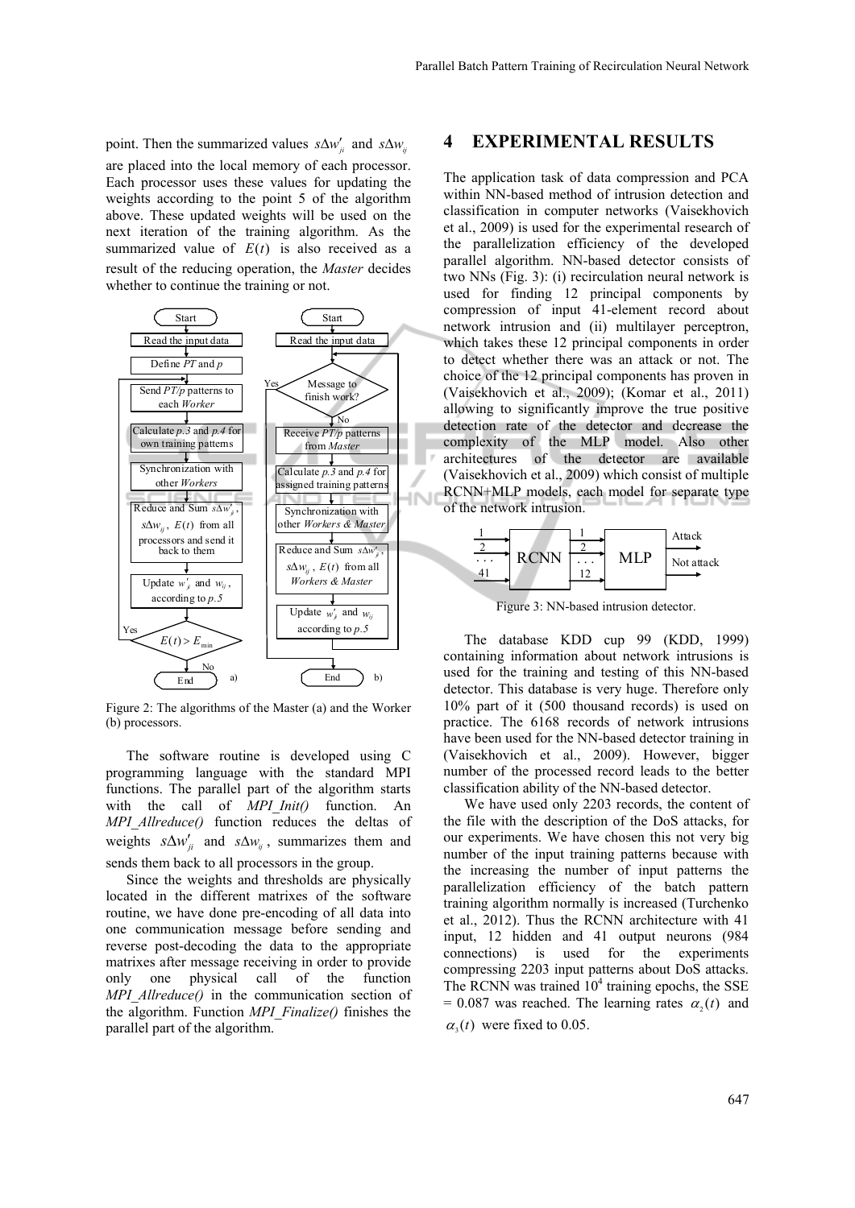point. Then the summarized values $s\Delta w'_{ji}$ and $s\Delta w_{ij}$ are placed into the local memory of each processor. Each processor uses these values for updating the weights according to the point 5 of the algorithm above. These updated weights will be used on the next iteration of the training algorithm. As the summarized value of $E(t)$ is also received as a result of the reducing operation, the *Master* decides whether to continue the training or not.

Figure 2: The algorithms of the Master (a) and the Worker (b) processors.

The software routine is developed using C programming language with the standard MPI functions. The parallel part of the algorithm starts with the call of *MPI_Init()* function. An *MPI_Allreduce()* function reduces the deltas of weights $s\Delta w'_{ji}$ and $s\Delta w_{ij}$, summarizes them and sends them back to all processors in the group.

Since the weights and thresholds are physically located in the different matrixes of the software routine, we have done pre-encoding of all data into one communication message before sending and reverse post-decoding the data to the appropriate matrixes after message receiving in order to provide only one physical call of the function *MPI_Allreduce()* in the communication section of the algorithm. Function *MPI_Finalize()* finishes the parallel part of the algorithm.

# 4 EXPERIMENTAL RESULTS

The application task of data compression and PCA within NN-based method of intrusion detection and classification in computer networks (Vaisekhovich et al., 2009) is used for the experimental research of the parallelization efficiency of the developed parallel algorithm. NN-based detector consists of two NNs (Fig. 3): (i) recirculation neural network is used for finding 12 principal components by compression of input 41-element record about network intrusion and (ii) multilayer perceptron, which takes these 12 principal components in order to detect whether there was an attack or not. The choice of the 12 principal components has proven in (Vaisekhovich et al., 2009); (Komar et al., 2011) allowing to significantly improve the true positive detection rate of the detector and decrease the complexity of the MLP model. Also other architectures of the detector are available (Vaisekhovich et al., 2009) which consist of multiple RCNN+MLP models, each model for separate type of the network intrusion.

Figure 3: NN-based intrusion detector.

The database KDD cup 99 (KDD, 1999) containing information about network intrusions is used for the training and testing of this NN-based detector. This database is very huge. Therefore only 10% part of it (500 thousand records) is used on practice. The 6168 records of network intrusions have been used for the NN-based detector training in (Vaisekhovich et al., 2009). However, bigger number of the processed record leads to the better classification ability of the NN-based detector.

We have used only 2203 records, the content of the file with the description of the DoS attacks, for our experiments. We have chosen this not very big number of the input training patterns because with the increasing the number of input patterns the parallelization efficiency of the batch pattern training algorithm normally is increased (Turchenko et al., 2012). Thus the RCNN architecture with 41 input, 12 hidden and 41 output neurons (984 connections) is used for the experiments compressing 2203 input patterns about DoS attacks. The RCNN was trained $10^4$ training epochs, the SSE = 0.087 was reached. The learning rates $\alpha_2(t)$ and $\alpha_3(t)$ were fixed to 0.05.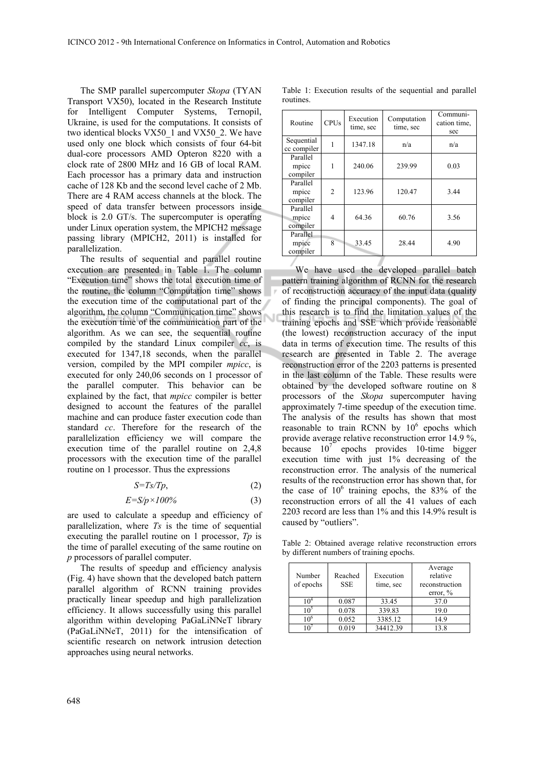The SMP parallel supercomputer *Skopa* (TYAN Transport VX50), located in the Research Institute for Intelligent Computer Systems, Ternopil, Ukraine, is used for the computations. It consists of two identical blocks VX50_1 and VX50_2. We have used only one block which consists of four 64-bit dual-core processors AMD Opteron 8220 with a clock rate of 2800 MHz and 16 GB of local RAM. Each processor has a primary data and instruction cache of 128 Kb and the second level cache of 2 Mb. There are 4 RAM access channels at the block. The speed of data transfer between processors inside block is 2.0 GT/s. The supercomputer is operating under Linux operation system, the MPICH2 message passing library (MPICH2, 2011) is installed for parallelization.

The results of sequential and parallel routine execution are presented in Table 1. The column "Execution time" shows the total execution time of the routine, the column "Computation time" shows the execution time of the computational part of the algorithm, the column "Communication time" shows the execution time of the communication part of the algorithm. As we can see, the sequential routine compiled by the standard Linux compiler *cc*, is executed for 1347,18 seconds, when the parallel version, compiled by the MPI compiler *mpicc*, is executed for only 240,06 seconds on 1 processor of the parallel computer. This behavior can be explained by the fact, that *mpicc* compiler is better designed to account the features of the parallel machine and can produce faster execution code than standard *cc*. Therefore for the research of the parallelization efficiency we will compare the execution time of the parallel routine on 2,4,8 processors with the execution time of the parallel routine on 1 processor. Thus the expressions

$$S=Ts/Tp, \tag{2}$$

$$E=S/p\times 100\% \tag{3}$$

are used to calculate a speedup and efficiency of parallelization, where $Ts$ is the time of sequential executing the parallel routine on 1 processor, $Tp$ is the time of parallel executing of the same routine on $p$ processors of parallel computer.

The results of speedup and efficiency analysis (Fig. 4) have shown that the developed batch pattern parallel algorithm of RCNN training provides practically linear speedup and high parallelization efficiency. It allows successfully using this parallel algorithm within developing PaGaLiNNeT library (PaGaLiNNeT, 2011) for the intensification of scientific research on network intrusion detection approaches using neural networks.

Table 1: Execution results of the sequential and parallel routines.

| Routine | CPUs | Execution time, sec | Computation time, sec | Communi-cation time, sec |
|---|---|---|---|---|
| Sequential cc compiler | 1 | 1347.18 | n/a | n/a |
| Parallel mpicc compiler | 1 | 240.06 | 239.99 | 0.03 |
| Parallel mpicc compiler | 2 | 123.96 | 120.47 | 3.44 |
| Parallel mpicc compiler | 4 | 64.36 | 60.76 | 3.56 |
| Parallel mpicc compiler | 8 | 33.45 | 28.44 | 4.90 |

We have used the developed parallel batch pattern training algorithm of RCNN for the research of reconstruction accuracy of the input data (quality of finding the principal components). The goal of this research is to find the limitation values of the training epochs and SSE which provide reasonable (the lowest) reconstruction accuracy of the input data in terms of execution time. The results of this research are presented in Table 2. The average reconstruction error of the 2203 patterns is presented in the last column of the Table. These results were obtained by the developed software routine on 8 processors of the *Skopa* supercomputer having approximately 7-time speedup of the execution time. The analysis of the results has shown that most reasonable to train RCNN by $10^6$ epochs which provide average relative reconstruction error 14.9 %, because $10^7$ epochs provides 10-time bigger execution time with just 1% decreasing of the reconstruction error. The analysis of the numerical results of the reconstruction error has shown that, for the case of $10^6$ training epochs, the 83% of the reconstruction errors of all the 41 values of each 2203 record are less than 1% and this 14.9% result is caused by "outliers".

Table 2: Obtained average relative reconstruction errors by different numbers of training epochs.

| Number of epochs | Reached SSE | Execution time, sec | Average relative reconstruction error, % |
|---|---|---|---|
| $10^4$ | 0.087 | 33.45 | 37.0 |
| $10^5$ | 0.078 | 339.83 | 19.0 |
| $10^6$ | 0.052 | 3385.12 | 14.9 |
| $10^7$ | 0.019 | 34412.39 | 13.8 |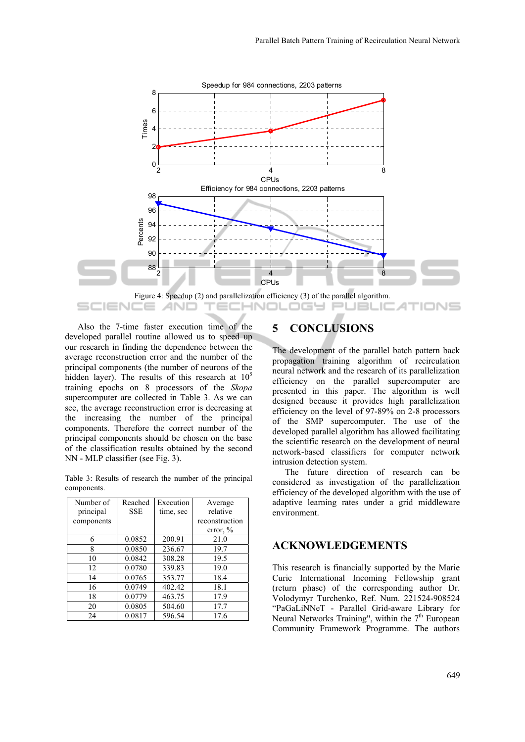Figure 4: Speedup (2) and parallelization efficiency (3) of the parallel algorithm.

Also the 7-time faster execution time of the developed parallel routine allowed us to speed up our research in finding the dependence between the average reconstruction error and the number of the principal components (the number of neurons of the hidden layer). The results of this research at $10^5$ training epochs on 8 processors of the *Skopa* supercomputer are collected in Table 3. As we can see, the average reconstruction error is decreasing at the increasing the number of the principal components. Therefore the correct number of the principal components should be chosen on the base of the classification results obtained by the second NN - MLP classifier (see Fig. 3).

Table 3: Results of research the number of the principal components.

| Number of principal components | Reached SSE | Execution time, sec | Average relative reconstruction error, % |
|---|---|---|---|
| 6 | 0.0852 | 200.91 | 21.0 |
| 8 | 0.0850 | 236.67 | 19.7 |
| 10 | 0.0842 | 308.28 | 19.5 |
| 12 | 0.0780 | 339.83 | 19.0 |
| 14 | 0.0765 | 353.77 | 18.4 |
| 16 | 0.0749 | 402.42 | 18.1 |
| 18 | 0.0779 | 463.75 | 17.9 |
| 20 | 0.0805 | 504.60 | 17.7 |
| 24 | 0.0817 | 596.54 | 17.6 |

## 5 CONCLUSIONS

The development of the parallel batch pattern back propagation training algorithm of recirculation neural network and the research of its parallelization efficiency on the parallel supercomputer are presented in this paper. The algorithm is well designed because it provides high parallelization efficiency on the level of 97-89% on 2-8 processors of the SMP supercomputer. The use of the developed parallel algorithm has allowed facilitating the scientific research on the development of neural network-based classifiers for computer network intrusion detection system.

The future direction of research can be considered as investigation of the parallelization efficiency of the developed algorithm with the use of adaptive learning rates under a grid middleware environment.

## ACKNOWLEDGEMENTS

This research is financially supported by the Marie Curie International Incoming Fellowship grant (return phase) of the corresponding author Dr. Volodymyr Turchenko, Ref. Num. 221524-908524 "PaGaLiNNeT - Parallel Grid-aware Library for Neural Networks Training", within the 7th European Community Framework Programme. The authors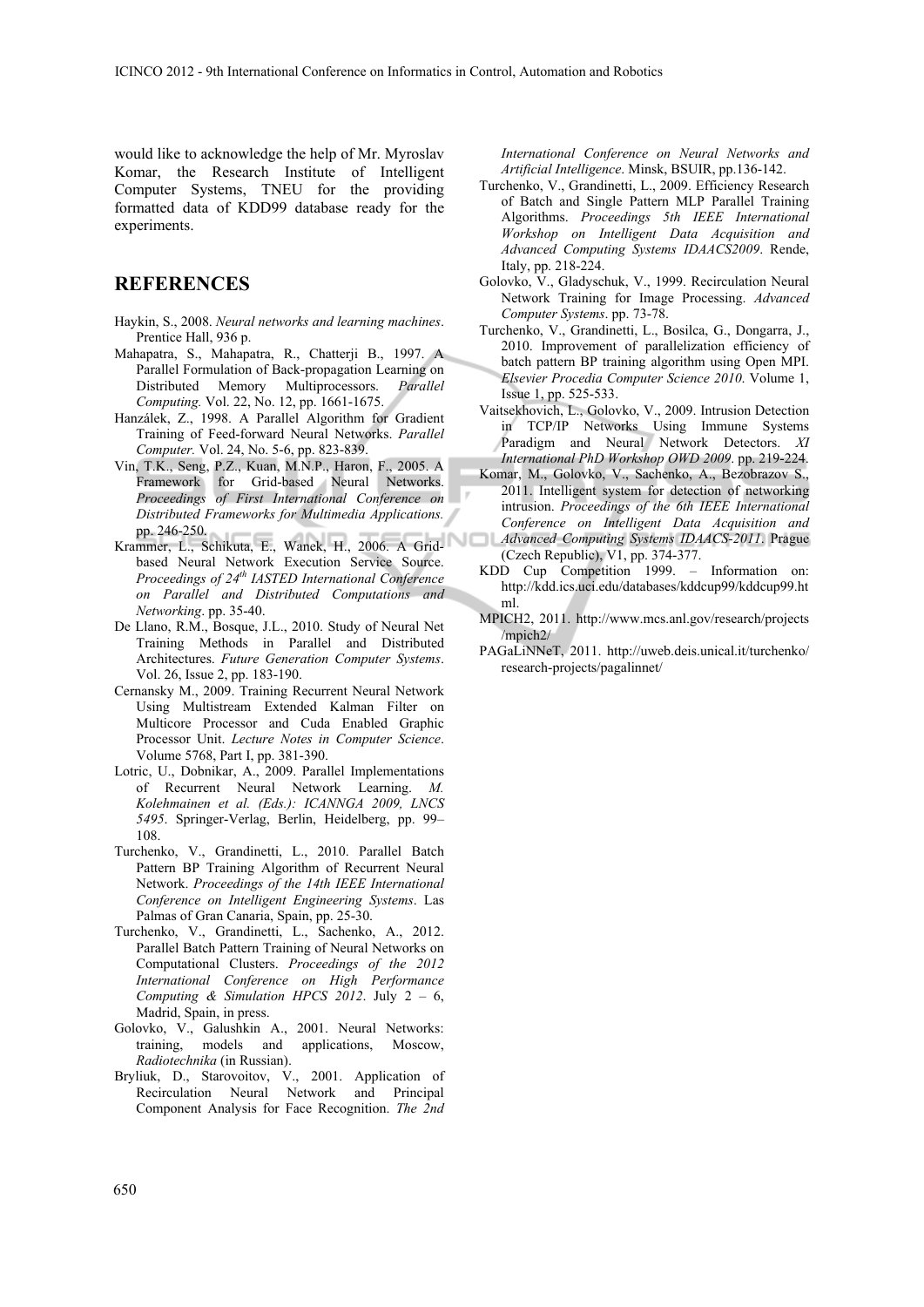would like to acknowledge the help of Mr. Myroslav Komar, the Research Institute of Intelligent Computer Systems, TNEU for the providing formatted data of KDD99 database ready for the experiments.

## REFERENCES

Haykin, S., 2008. *Neural networks and learning machines*. Prentice Hall, 936 p.

Mahapatra, S., Mahapatra, R., Chatterji B., 1997. A Parallel Formulation of Back-propagation Learning on Distributed Memory Multiprocessors. *Parallel Computing.* Vol. 22, No. 12, pp. 1661-1675.

Hanzálek, Z., 1998. A Parallel Algorithm for Gradient Training of Feed-forward Neural Networks. *Parallel Computer.* Vol. 24, No. 5-6, pp. 823-839.

Vin, T.K., Seng, P.Z., Kuan, M.N.P., Haron, F., 2005. A Framework for Grid-based Neural Networks. *Proceedings of First International Conference on Distributed Frameworks for Multimedia Applications.* pp. 246-250.

Krammer, L., Schikuta, E., Wanek, H., 2006. A Grid-based Neural Network Execution Service Source. *Proceedings of 24th IASTED International Conference on Parallel and Distributed Computations and Networking*. pp. 35-40.

De Llano, R.M., Bosque, J.L., 2010. Study of Neural Net Training Methods in Parallel and Distributed Architectures. *Future Generation Computer Systems*. Vol. 26, Issue 2, pp. 183-190.

Cernansky M., 2009. Training Recurrent Neural Network Using Multistream Extended Kalman Filter on Multicore Processor and Cuda Enabled Graphic Processor Unit. *Lecture Notes in Computer Science*. Volume 5768, Part I, pp. 381-390.

Lotric, U., Dobnikar, A., 2009. Parallel Implementations of Recurrent Neural Network Learning. *M. Kolehmainen et al. (Eds.): ICANNGA 2009, LNCS 5495*. Springer-Verlag, Berlin, Heidelberg, pp. 99–108.

Turchenko, V., Grandinetti, L., 2010. Parallel Batch Pattern BP Training Algorithm of Recurrent Neural Network. *Proceedings of the 14th IEEE International Conference on Intelligent Engineering Systems*. Las Palmas of Gran Canaria, Spain, pp. 25-30.

Turchenko, V., Grandinetti, L., Sachenko, A., 2012. Parallel Batch Pattern Training of Neural Networks on Computational Clusters. *Proceedings of the 2012 International Conference on High Performance Computing & Simulation HPCS 2012*. July 2 – 6, Madrid, Spain, in press.

Golovko, V., Galushkin A., 2001. Neural Networks: training, models and applications, Moscow, *Radiotechnika* (in Russian).

Bryliuk, D., Starovoitov, V., 2001. Application of Recirculation Neural Network and Principal Component Analysis for Face Recognition. *The 2nd International Conference on Neural Networks and Artificial Intelligence*. Minsk, BSUIR, pp.136-142.

Turchenko, V., Grandinetti, L., 2009. Efficiency Research of Batch and Single Pattern MLP Parallel Training Algorithms. *Proceedings 5th IEEE International Workshop on Intelligent Data Acquisition and Advanced Computing Systems IDAACS2009*. Rende, Italy, pp. 218-224.

Golovko, V., Gladyschuk, V., 1999. Recirculation Neural Network Training for Image Processing. *Advanced Computer Systems*. pp. 73-78.

Turchenko, V., Grandinetti, L., Bosilca, G., Dongarra, J., 2010. Improvement of parallelization efficiency of batch pattern BP training algorithm using Open MPI. *Elsevier Procedia Computer Science 2010*. Volume 1, Issue 1, pp. 525-533.

Vaitsekhovich, L., Golovko, V., 2009. Intrusion Detection in TCP/IP Networks Using Immune Systems Paradigm and Neural Network Detectors. *XI International PhD Workshop OWD 2009*. pp. 219-224.

Komar, M., Golovko, V., Sachenko, A., Bezobrazov S., 2011. Intelligent system for detection of networking intrusion. *Proceedings of the 6th IEEE International Conference on Intelligent Data Acquisition and Advanced Computing Systems IDAACS-2011*. Prague (Czech Republic), V1, pp. 374-377.

KDD Cup Competition 1999. – Information on: http://kdd.ics.uci.edu/databases/kddcup99/kddcup99.html.

MPICH2, 2011. http://www.mcs.anl.gov/research/projects/mpich2/

PAGaLiNNeT, 2011. http://uweb.deis.unical.it/turchenko/research-projects/pagalinnet/